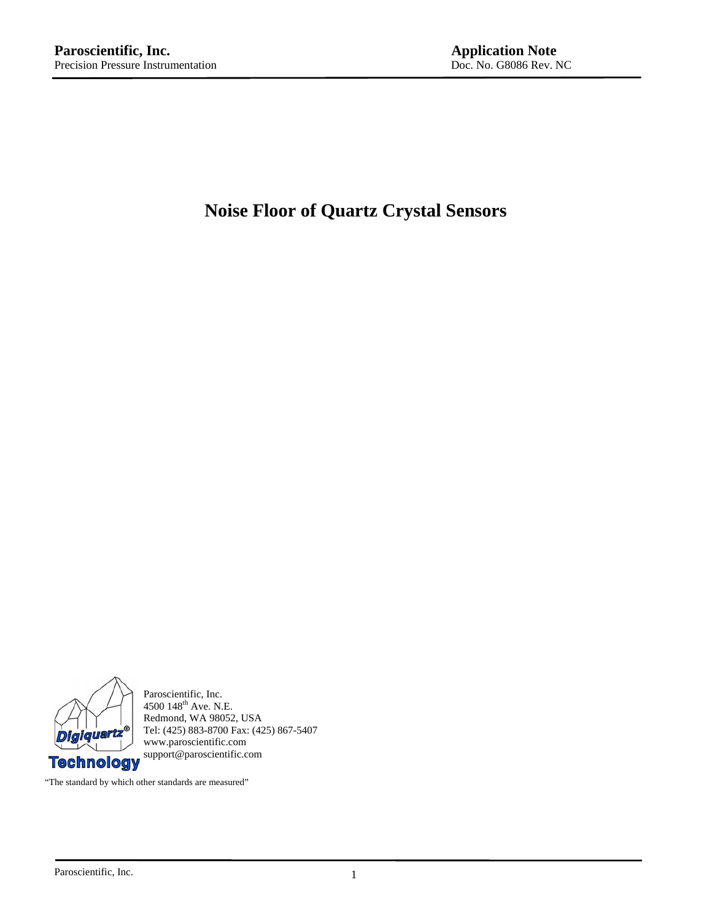**Paroscientific, Inc.**
Precision Pressure Instrumentation

**Application Note**
Doc. No. G8086 Rev. NC

# Noise Floor of Quartz Crystal Sensors

Paroscientific, Inc.
4500 148th Ave. N.E.
Redmond, WA 98052, USA
Tel: (425) 883-8700 Fax: (425) 867-5407
www.paroscientific.com
support@paroscientific.com

Digiquartz® Technology

"The standard by which other standards are measured"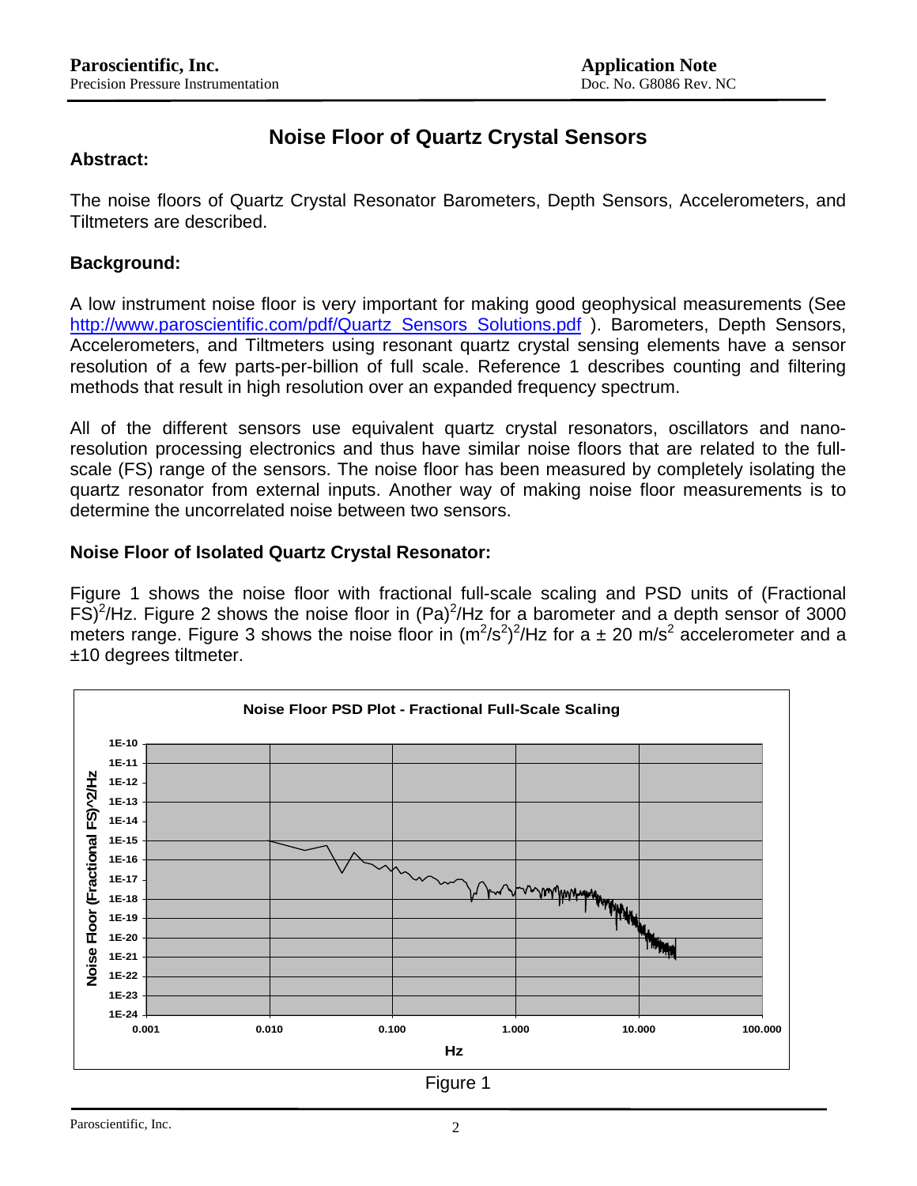# Noise Floor of Quartz Crystal Sensors

**Abstract:**

The noise floors of Quartz Crystal Resonator Barometers, Depth Sensors, Accelerometers, and Tiltmeters are described.

**Background:**

A low instrument noise floor is very important for making good geophysical measurements (See http://www.paroscientific.com/pdf/Quartz_Sensors_Solutions.pdf ). Barometers, Depth Sensors, Accelerometers, and Tiltmeters using resonant quartz crystal sensing elements have a sensor resolution of a few parts-per-billion of full scale. Reference 1 describes counting and filtering methods that result in high resolution over an expanded frequency spectrum.

All of the different sensors use equivalent quartz crystal resonators, oscillators and nano-resolution processing electronics and thus have similar noise floors that are related to the full-scale (FS) range of the sensors. The noise floor has been measured by completely isolating the quartz resonator from external inputs. Another way of making noise floor measurements is to determine the uncorrelated noise between two sensors.

**Noise Floor of Isolated Quartz Crystal Resonator:**

Figure 1 shows the noise floor with fractional full-scale scaling and PSD units of (Fractional FS)$^2$/Hz. Figure 2 shows the noise floor in (Pa)$^2$/Hz for a barometer and a depth sensor of 3000 meters range. Figure 3 shows the noise floor in $(m^2/s^2)^2$/Hz for a ± 20 m/s$^2$ accelerometer and a ±10 degrees tiltmeter.

Figure 1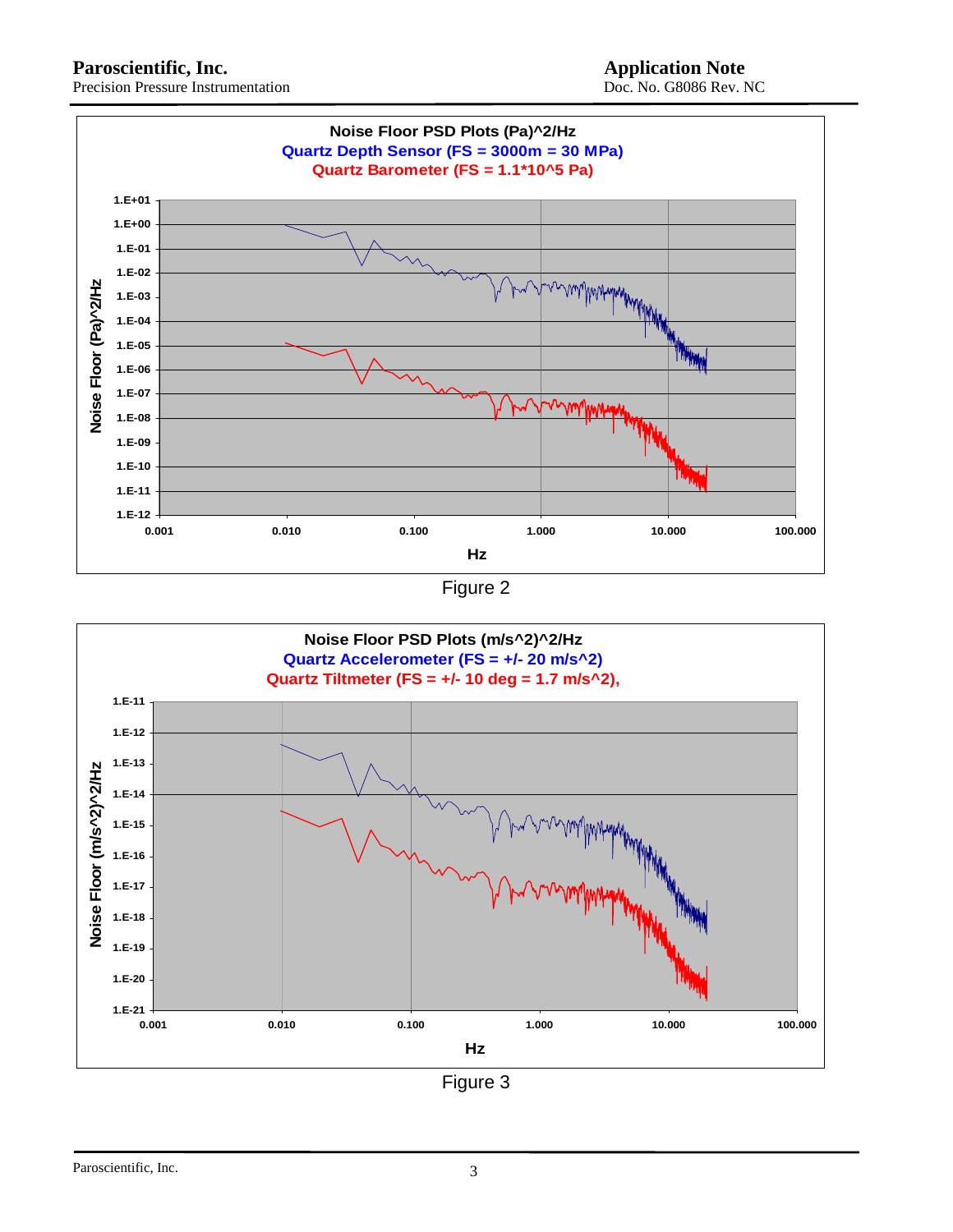Figure 2

Figure 3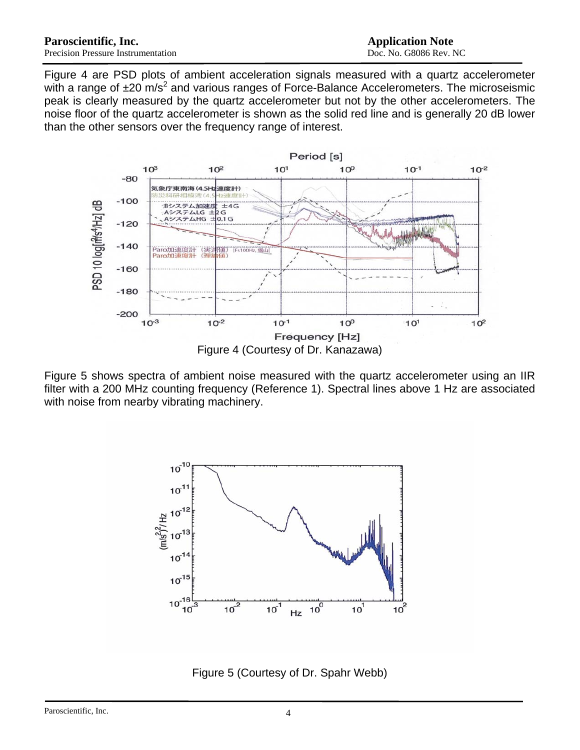Figure 4 are PSD plots of ambient acceleration signals measured with a quartz accelerometer with a range of ±20 m/s$^2$ and various ranges of Force-Balance Accelerometers. The microseismic peak is clearly measured by the quartz accelerometer but not by the other accelerometers. The noise floor of the quartz accelerometer is shown as the solid red line and is generally 20 dB lower than the other sensors over the frequency range of interest.

Figure 4 (Courtesy of Dr. Kanazawa)

Figure 5 shows spectra of ambient noise measured with the quartz accelerometer using an IIR filter with a 200 MHz counting frequency (Reference 1). Spectral lines above 1 Hz are associated with noise from nearby vibrating machinery.

Figure 5 (Courtesy of Dr. Spahr Webb)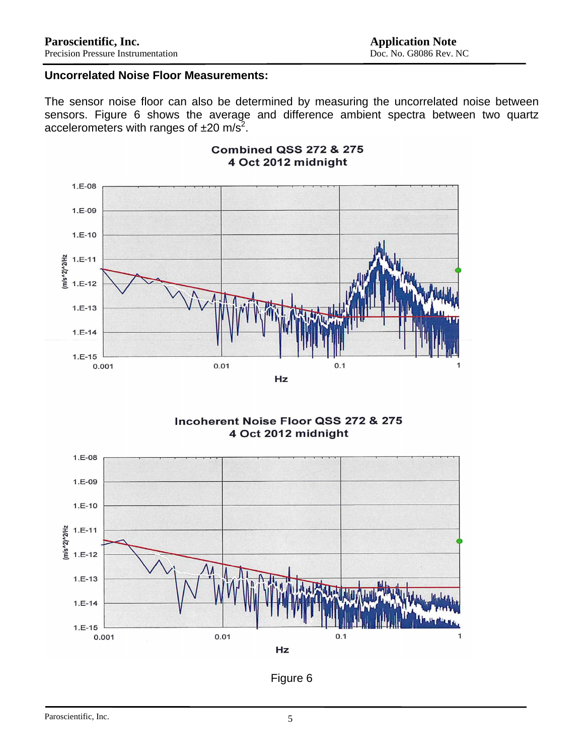## Uncorrelated Noise Floor Measurements:

The sensor noise floor can also be determined by measuring the uncorrelated noise between sensors. Figure 6 shows the average and difference ambient spectra between two quartz accelerometers with ranges of ±20 $m/s^2$.

Figure 6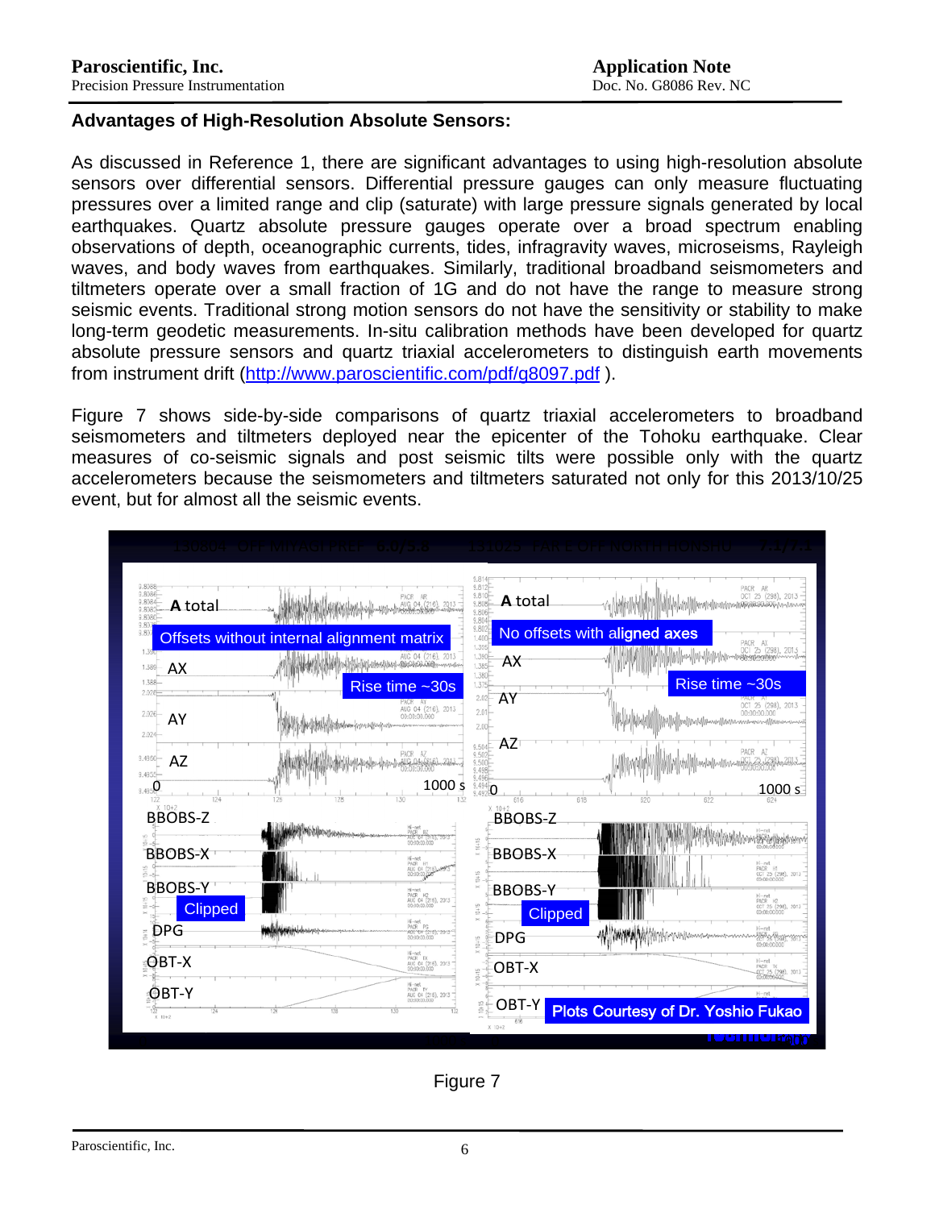### Advantages of High-Resolution Absolute Sensors:

As discussed in Reference 1, there are significant advantages to using high-resolution absolute sensors over differential sensors. Differential pressure gauges can only measure fluctuating pressures over a limited range and clip (saturate) with large pressure signals generated by local earthquakes. Quartz absolute pressure gauges operate over a broad spectrum enabling observations of depth, oceanographic currents, tides, infragravity waves, microseisms, Rayleigh waves, and body waves from earthquakes. Similarly, traditional broadband seismometers and tiltmeters operate over a small fraction of 1G and do not have the range to measure strong seismic events. Traditional strong motion sensors do not have the sensitivity or stability to make long-term geodetic measurements. In-situ calibration methods have been developed for quartz absolute pressure sensors and quartz triaxial accelerometers to distinguish earth movements from instrument drift (http://www.paroscientific.com/pdf/g8097.pdf ).

Figure 7 shows side-by-side comparisons of quartz triaxial accelerometers to broadband seismometers and tiltmeters deployed near the epicenter of the Tohoku earthquake. Clear measures of co-seismic signals and post seismic tilts were possible only with the quartz accelerometers because the seismometers and tiltmeters saturated not only for this 2013/10/25 event, but for almost all the seismic events.

Figure 7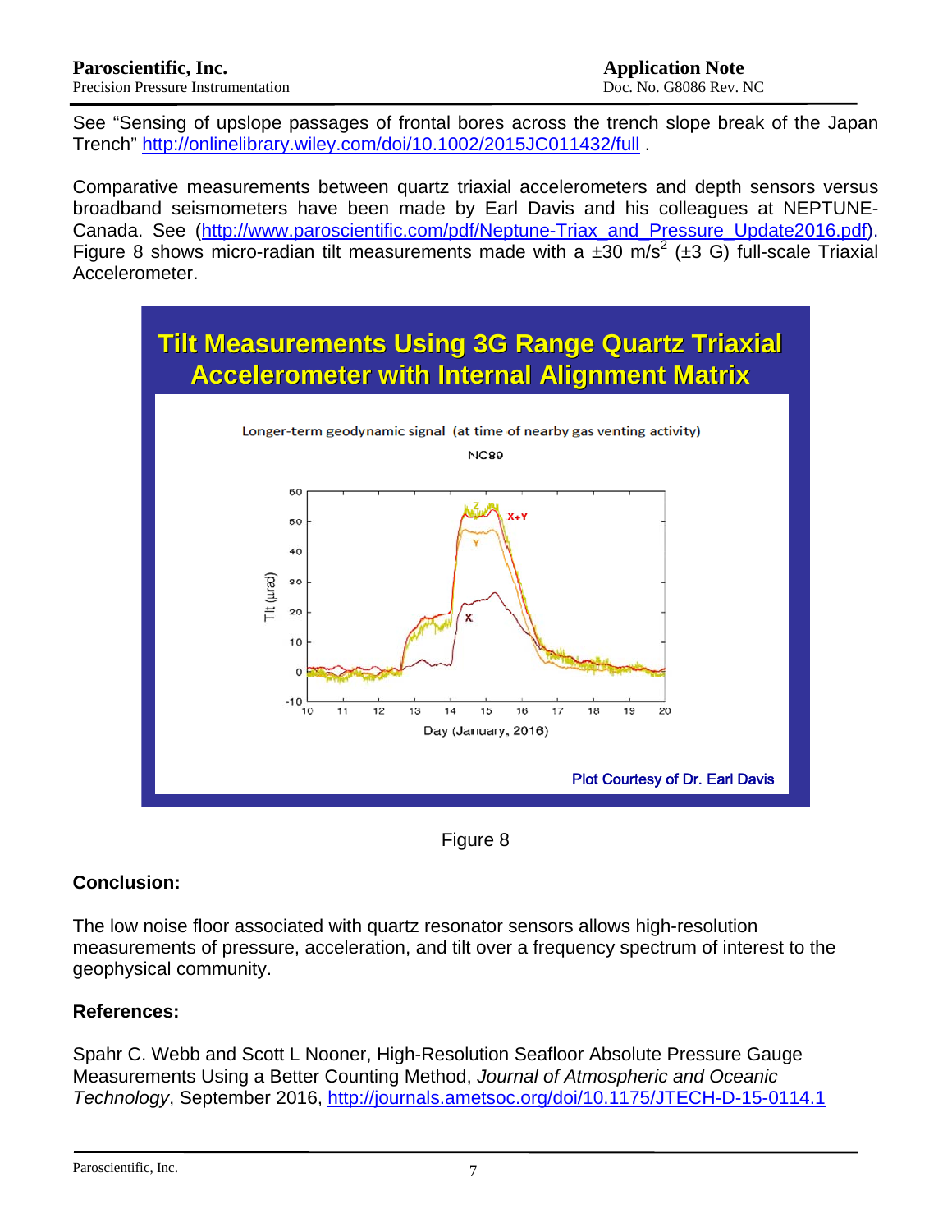See "Sensing of upslope passages of frontal bores across the trench slope break of the Japan Trench" http://onlinelibrary.wiley.com/doi/10.1002/2015JC011432/full .

Comparative measurements between quartz triaxial accelerometers and depth sensors versus broadband seismometers have been made by Earl Davis and his colleagues at NEPTUNE-Canada. See (http://www.paroscientific.com/pdf/Neptune-Triax_and_Pressure_Update2016.pdf). Figure 8 shows micro-radian tilt measurements made with a ±30 $m/s^2$ (±3 G) full-scale Triaxial Accelerometer.

Tilt Measurements Using 3G Range Quartz Triaxial Accelerometer with Internal Alignment Matrix

Longer-term geodynamic signal (at time of nearby gas venting activity)

NC89

Tilt (μrad)

60
50
40
30
20
10
0
-10

10 11 12 13 14 15 16 17 18 19 20

Day (January, 2016)

Z
X+Y
Y
X

Plot Courtesy of Dr. Earl Davis

Figure 8

**Conclusion:**

The low noise floor associated with quartz resonator sensors allows high-resolution measurements of pressure, acceleration, and tilt over a frequency spectrum of interest to the geophysical community.

**References:**

Spahr C. Webb and Scott L Nooner, High-Resolution Seafloor Absolute Pressure Gauge Measurements Using a Better Counting Method, *Journal of Atmospheric and Oceanic Technology*, September 2016, http://journals.ametsoc.org/doi/10.1175/JTECH-D-15-0114.1